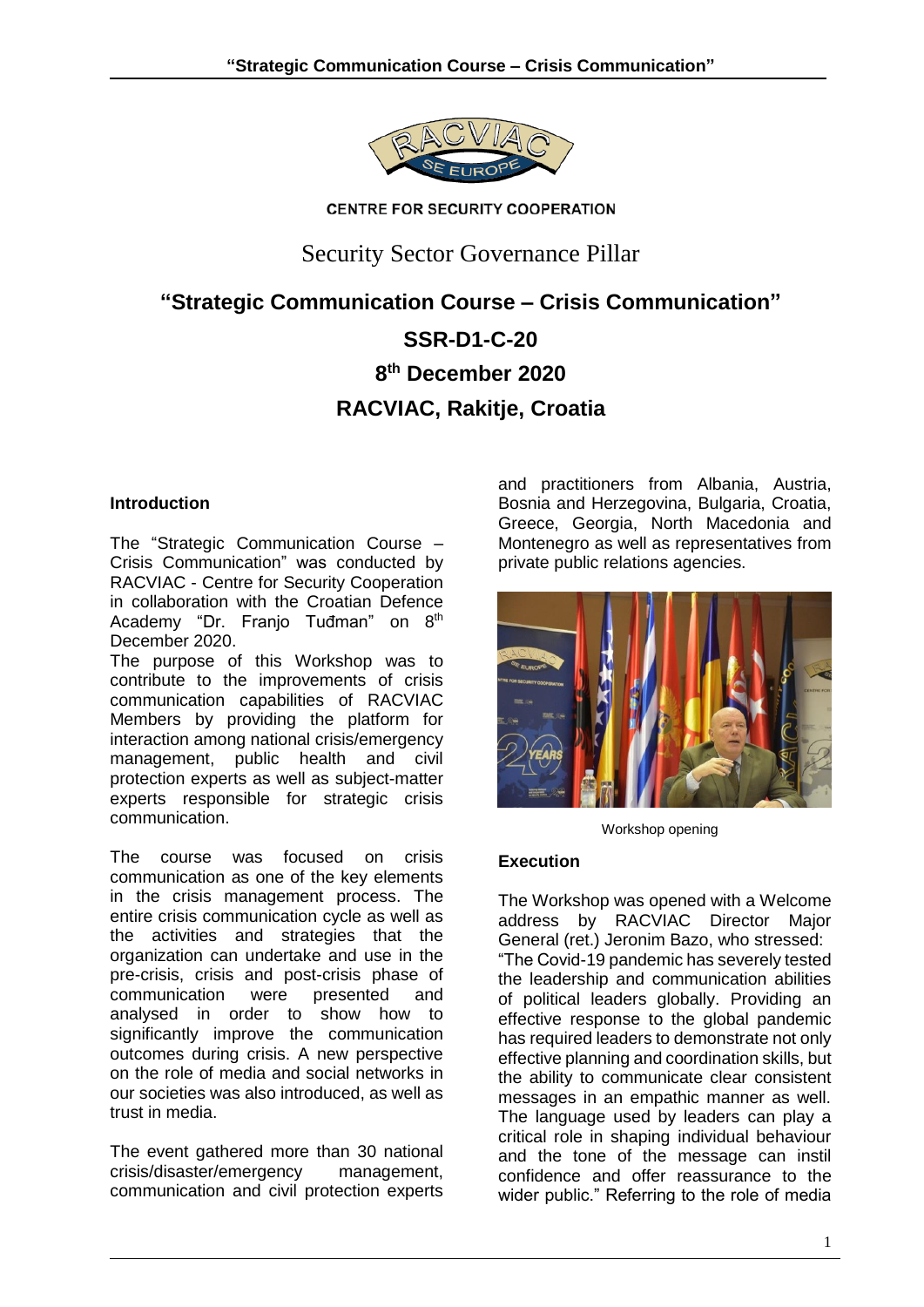CENTRE FOR SECURITY COOPERATION

Security Sector Governance Pillar

# "Strategic Communication Course – Crisis Communication"

## SSR-D1-C-20

## 8th December 2020

## RACVIAC, Rakitje, Croatia

### Introduction

The "Strategic Communication Course – Crisis Communication" was conducted by RACVIAC - Centre for Security Cooperation in collaboration with the Croatian Defence Academy "Dr. Franjo Tuđman" on 8th December 2020.

The purpose of this Workshop was to contribute to the improvements of crisis communication capabilities of RACVIAC Members by providing the platform for interaction among national crisis/emergency management, public health and civil protection experts as well as subject-matter experts responsible for strategic crisis communication.

The course was focused on crisis communication as one of the key elements in the crisis management process. The entire crisis communication cycle as well as the activities and strategies that the organization can undertake and use in the pre-crisis, crisis and post-crisis phase of communication were presented and analysed in order to show how to significantly improve the communication outcomes during crisis. A new perspective on the role of media and social networks in our societies was also introduced, as well as trust in media.

The event gathered more than 30 national crisis/disaster/emergency management, communication and civil protection experts and practitioners from Albania, Austria, Bosnia and Herzegovina, Bulgaria, Croatia, Greece, Georgia, North Macedonia and Montenegro as well as representatives from private public relations agencies.

Workshop opening

### Execution

The Workshop was opened with a Welcome address by RACVIAC Director Major General (ret.) Jeronim Bazo, who stressed: "The Covid-19 pandemic has severely tested the leadership and communication abilities of political leaders globally. Providing an effective response to the global pandemic has required leaders to demonstrate not only effective planning and coordination skills, but the ability to communicate clear consistent messages in an empathic manner as well. The language used by leaders can play a critical role in shaping individual behaviour and the tone of the message can instil confidence and offer reassurance to the wider public." Referring to the role of media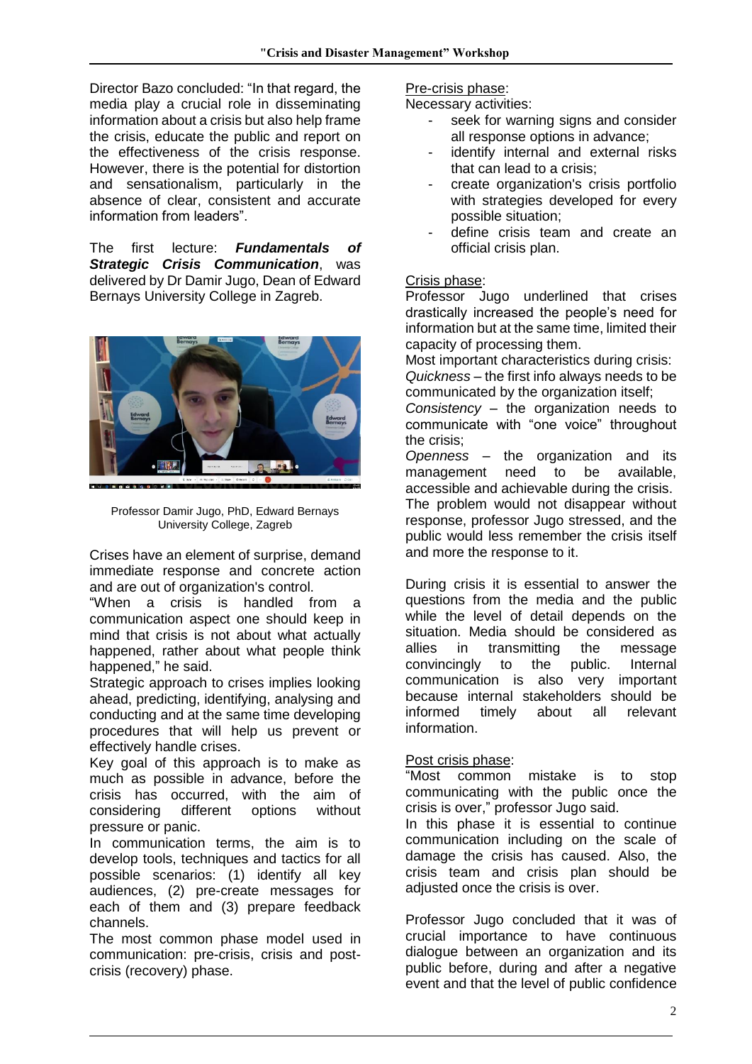Director Bazo concluded: “In that regard, the media play a crucial role in disseminating information about a crisis but also help frame the crisis, educate the public and report on the effectiveness of the crisis response. However, there is the potential for distortion and sensationalism, particularly in the absence of clear, consistent and accurate information from leaders”.

The first lecture: ***Fundamentals of Strategic Crisis Communication***, was delivered by Dr Damir Jugo, Dean of Edward Bernays University College in Zagreb.

Professor Damir Jugo, PhD, Edward Bernays University College, Zagreb

Crises have an element of surprise, demand immediate response and concrete action and are out of organization's control.

“When a crisis is handled from a communication aspect one should keep in mind that crisis is not about what actually happened, rather about what people think happened,” he said.

Strategic approach to crises implies looking ahead, predicting, identifying, analysing and conducting and at the same time developing procedures that will help us prevent or effectively handle crises.

Key goal of this approach is to make as much as possible in advance, before the crisis has occurred, with the aim of considering different options without pressure or panic.

In communication terms, the aim is to develop tools, techniques and tactics for all possible scenarios: (1) identify all key audiences, (2) pre-create messages for each of them and (3) prepare feedback channels.

The most common phase model used in communication: pre-crisis, crisis and post-crisis (recovery) phase.

<u>Pre-crisis phase</u>:

Necessary activities:

- seek for warning signs and consider all response options in advance;
- identify internal and external risks that can lead to a crisis;
- create organization's crisis portfolio with strategies developed for every possible situation;
- define crisis team and create an official crisis plan.

<u>Crisis phase</u>:

Professor Jugo underlined that crises drastically increased the people's need for information but at the same time, limited their capacity of processing them.

Most important characteristics during crisis:

*Quickness* – the first info always needs to be communicated by the organization itself;

*Consistency* – the organization needs to communicate with “one voice” throughout the crisis;

*Openness* – the organization and its management need to be available, accessible and achievable during the crisis.

The problem would not disappear without response, professor Jugo stressed, and the public would less remember the crisis itself and more the response to it.

During crisis it is essential to answer the questions from the media and the public while the level of detail depends on the situation. Media should be considered as allies in transmitting the message convincingly to the public. Internal communication is also very important because internal stakeholders should be informed timely about all relevant information.

<u>Post crisis phase</u>:

“Most common mistake is to stop communicating with the public once the crisis is over,” professor Jugo said.

In this phase it is essential to continue communication including on the scale of damage the crisis has caused. Also, the crisis team and crisis plan should be adjusted once the crisis is over.

Professor Jugo concluded that it was of crucial importance to have continuous dialogue between an organization and its public before, during and after a negative event and that the level of public confidence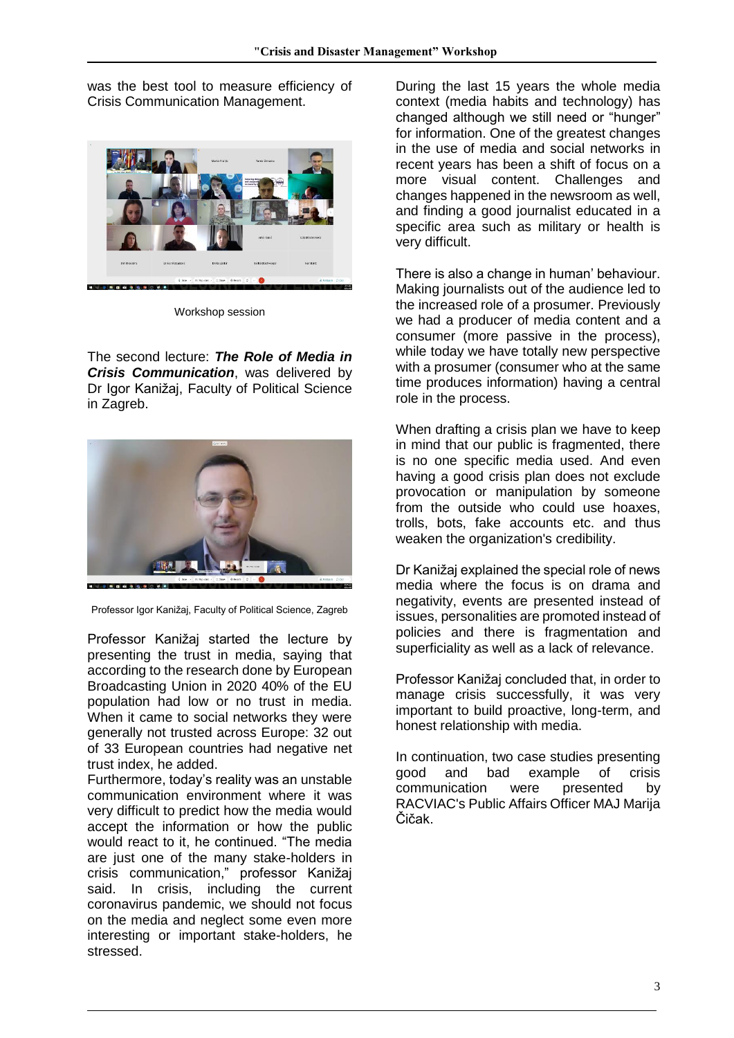was the best tool to measure efficiency of Crisis Communication Management.

Workshop session

The second lecture: ***The Role of Media in Crisis Communication***, was delivered by Dr Igor Kanižaj, Faculty of Political Science in Zagreb.

Professor Igor Kanižaj, Faculty of Political Science, Zagreb

Professor Kanižaj started the lecture by presenting the trust in media, saying that according to the research done by European Broadcasting Union in 2020 40% of the EU population had low or no trust in media. When it came to social networks they were generally not trusted across Europe: 32 out of 33 European countries had negative net trust index, he added.

Furthermore, today's reality was an unstable communication environment where it was very difficult to predict how the media would accept the information or how the public would react to it, he continued. "The media are just one of the many stake-holders in crisis communication," professor Kanižaj said. In crisis, including the current coronavirus pandemic, we should not focus on the media and neglect some even more interesting or important stake-holders, he stressed.

During the last 15 years the whole media context (media habits and technology) has changed although we still need or "hunger" for information. One of the greatest changes in the use of media and social networks in recent years has been a shift of focus on a more visual content. Challenges and changes happened in the newsroom as well, and finding a good journalist educated in a specific area such as military or health is very difficult.

There is also a change in human' behaviour. Making journalists out of the audience led to the increased role of a prosumer. Previously we had a producer of media content and a consumer (more passive in the process), while today we have totally new perspective with a prosumer (consumer who at the same time produces information) having a central role in the process.

When drafting a crisis plan we have to keep in mind that our public is fragmented, there is no one specific media used. And even having a good crisis plan does not exclude provocation or manipulation by someone from the outside who could use hoaxes, trolls, bots, fake accounts etc. and thus weaken the organization's credibility.

Dr Kanižaj explained the special role of news media where the focus is on drama and negativity, events are presented instead of issues, personalities are promoted instead of policies and there is fragmentation and superficiality as well as a lack of relevance.

Professor Kanižaj concluded that, in order to manage crisis successfully, it was very important to build proactive, long-term, and honest relationship with media.

In continuation, two case studies presenting good and bad example of crisis communication were presented by RACVIAC's Public Affairs Officer MAJ Marija Čičak.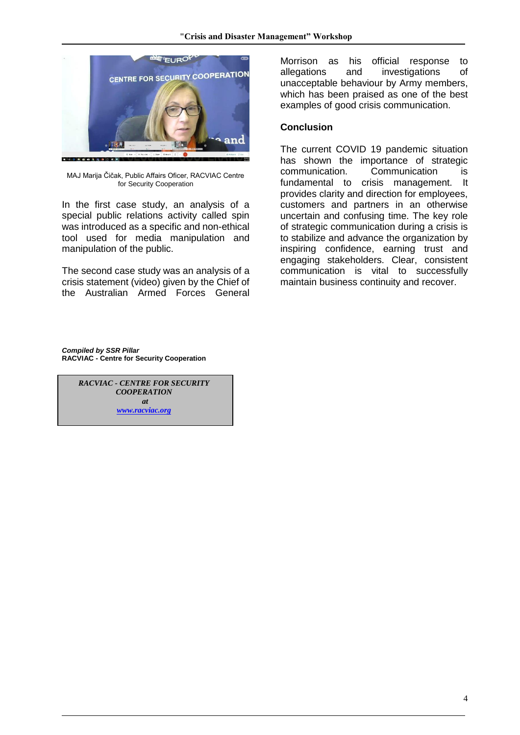MAJ Marija Čičak, Public Affairs Oficer, RACVIAC Centre for Security Cooperation

In the first case study, an analysis of a special public relations activity called spin was introduced as a specific and non-ethical tool used for media manipulation and manipulation of the public.

The second case study was an analysis of a crisis statement (video) given by the Chief of the Australian Armed Forces General Morrison as his official response to allegations and investigations of unacceptable behaviour by Army members, which has been praised as one of the best examples of good crisis communication.

**Conclusion**

The current COVID 19 pandemic situation has shown the importance of strategic communication. Communication is fundamental to crisis management. It provides clarity and direction for employees, customers and partners in an otherwise uncertain and confusing time. The key role of strategic communication during a crisis is to stabilize and advance the organization by inspiring confidence, earning trust and engaging stakeholders. Clear, consistent communication is vital to successfully maintain business continuity and recover.

***Compiled by SSR Pillar***
**RACVIAC - Centre for Security Cooperation**

***RACVIAC - CENTRE FOR SECURITY COOPERATION***
***at***
***www.racviac.org***